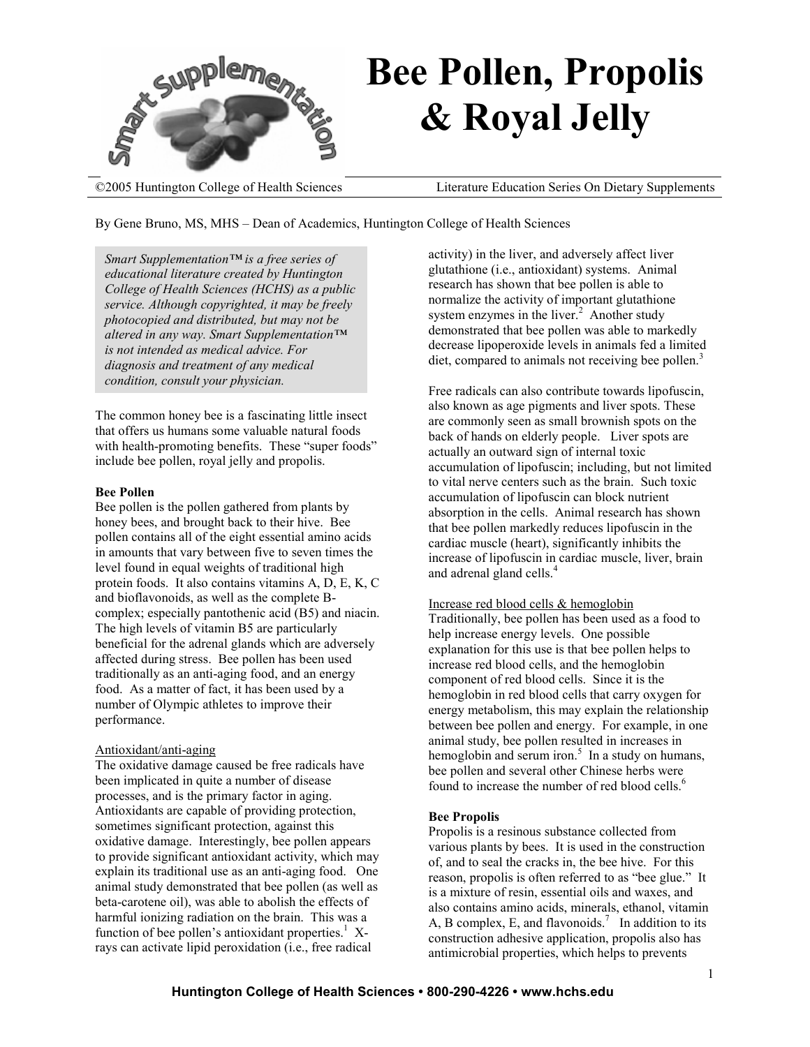# Bee Pollen, Propolis & Royal Jelly

©2005 Huntington College of Health Sciences — Literature Education Series On Dietary Supplements

By Gene Bruno, MS, MHS – Dean of Academics, Huntington College of Health Sciences

*Smart Supplementation™ is a free series of educational literature created by Huntington College of Health Sciences (HCHS) as a public service. Although copyrighted, it may be freely photocopied and distributed, but may not be altered in any way. Smart Supplementation™ is not intended as medical advice. For diagnosis and treatment of any medical condition, consult your physician.*

The common honey bee is a fascinating little insect that offers us humans some valuable natural foods with health-promoting benefits. These "super foods" include bee pollen, royal jelly and propolis.

**Bee Pollen**

Bee pollen is the pollen gathered from plants by honey bees, and brought back to their hive. Bee pollen contains all of the eight essential amino acids in amounts that vary between five to seven times the level found in equal weights of traditional high protein foods. It also contains vitamins A, D, E, K, C and bioflavonoids, as well as the complete B-complex; especially pantothenic acid (B5) and niacin. The high levels of vitamin B5 are particularly beneficial for the adrenal glands which are adversely affected during stress. Bee pollen has been used traditionally as an anti-aging food, and an energy food. As a matter of fact, it has been used by a number of Olympic athletes to improve their performance.

Antioxidant/anti-aging

The oxidative damage caused be free radicals have been implicated in quite a number of disease processes, and is the primary factor in aging. Antioxidants are capable of providing protection, sometimes significant protection, against this oxidative damage. Interestingly, bee pollen appears to provide significant antioxidant activity, which may explain its traditional use as an anti-aging food. One animal study demonstrated that bee pollen (as well as beta-carotene oil), was able to abolish the effects of harmful ionizing radiation on the brain. This was a function of bee pollen's antioxidant properties.[1] X-rays can activate lipid peroxidation (i.e., free radical activity) in the liver, and adversely affect liver glutathione (i.e., antioxidant) systems. Animal research has shown that bee pollen is able to normalize the activity of important glutathione system enzymes in the liver.[2] Another study demonstrated that bee pollen was able to markedly decrease lipoperoxide levels in animals fed a limited diet, compared to animals not receiving bee pollen.[3]

Free radicals can also contribute towards lipofuscin, also known as age pigments and liver spots. These are commonly seen as small brownish spots on the back of hands on elderly people. Liver spots are actually an outward sign of internal toxic accumulation of lipofuscin; including, but not limited to vital nerve centers such as the brain. Such toxic accumulation of lipofuscin can block nutrient absorption in the cells. Animal research has shown that bee pollen markedly reduces lipofuscin in the cardiac muscle (heart), significantly inhibits the increase of lipofuscin in cardiac muscle, liver, brain and adrenal gland cells.[4]

Increase red blood cells & hemoglobin

Traditionally, bee pollen has been used as a food to help increase energy levels. One possible explanation for this use is that bee pollen helps to increase red blood cells, and the hemoglobin component of red blood cells. Since it is the hemoglobin in red blood cells that carry oxygen for energy metabolism, this may explain the relationship between bee pollen and energy. For example, in one animal study, bee pollen resulted in increases in hemoglobin and serum iron.[5] In a study on humans, bee pollen and several other Chinese herbs were found to increase the number of red blood cells.[6]

**Bee Propolis**

Propolis is a resinous substance collected from various plants by bees. It is used in the construction of, and to seal the cracks in, the bee hive. For this reason, propolis is often referred to as "bee glue." It is a mixture of resin, essential oils and waxes, and also contains amino acids, minerals, ethanol, vitamin A, B complex, E, and flavonoids.[7] In addition to its construction adhesive application, propolis also has antimicrobial properties, which helps to prevents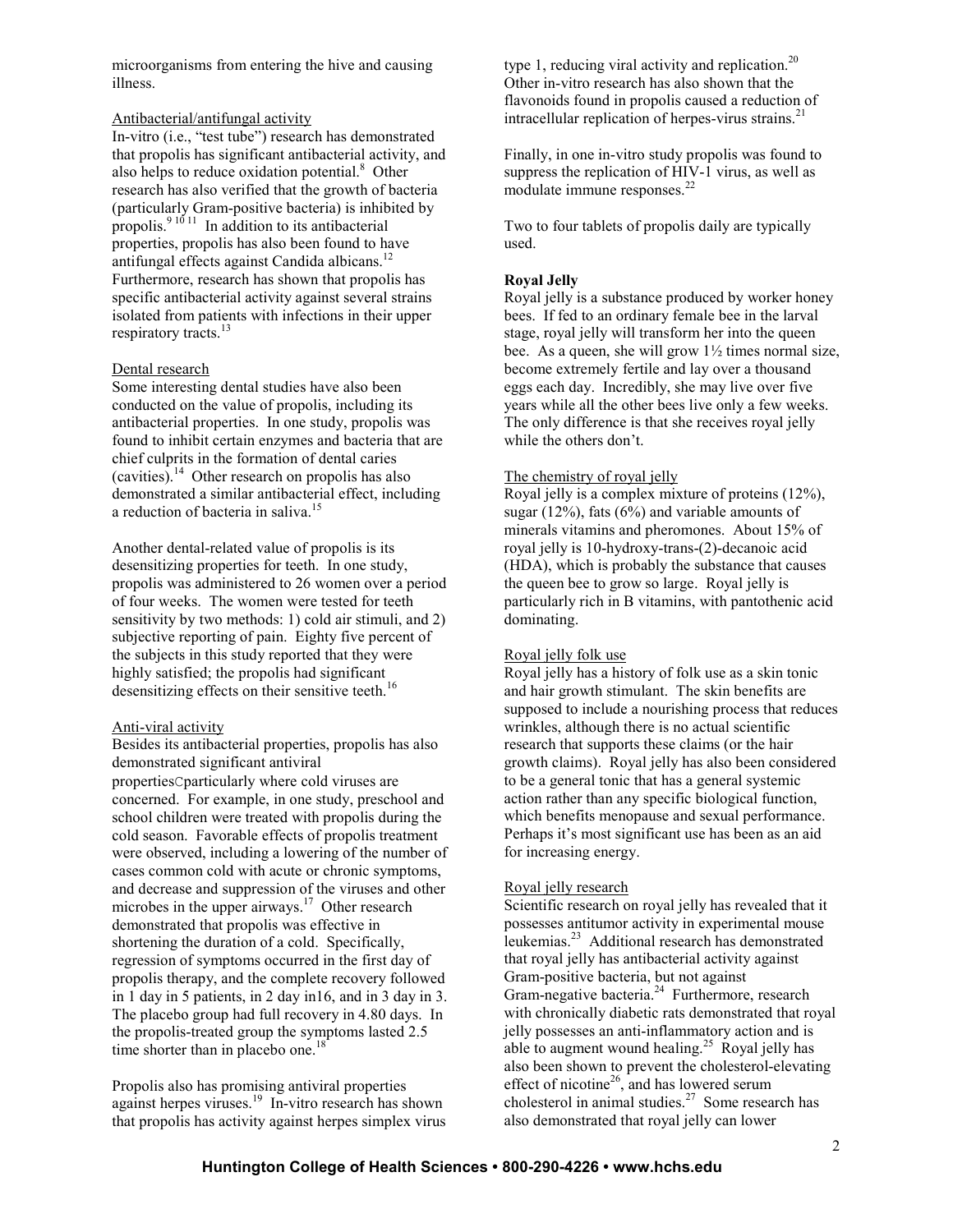microorganisms from entering the hive and causing illness.

Antibacterial/antifungal activity

In-vitro (i.e., "test tube") research has demonstrated that propolis has significant antibacterial activity, and also helps to reduce oxidation potential.[8] Other research has also verified that the growth of bacteria (particularly Gram-positive bacteria) is inhibited by propolis.[9 10 11] In addition to its antibacterial properties, propolis has also been found to have antifungal effects against Candida albicans.[12] Furthermore, research has shown that propolis has specific antibacterial activity against several strains isolated from patients with infections in their upper respiratory tracts.[13]

Dental research

Some interesting dental studies have also been conducted on the value of propolis, including its antibacterial properties. In one study, propolis was found to inhibit certain enzymes and bacteria that are chief culprits in the formation of dental caries (cavities).[14] Other research on propolis has also demonstrated a similar antibacterial effect, including a reduction of bacteria in saliva.[15]

Another dental-related value of propolis is its desensitizing properties for teeth. In one study, propolis was administered to 26 women over a period of four weeks. The women were tested for teeth sensitivity by two methods: 1) cold air stimuli, and 2) subjective reporting of pain. Eighty five percent of the subjects in this study reported that they were highly satisfied; the propolis had significant desensitizing effects on their sensitive teeth.[16]

Anti-viral activity

Besides its antibacterial properties, propolis has also demonstrated significant antiviral propertiesCparticularly where cold viruses are concerned. For example, in one study, preschool and school children were treated with propolis during the cold season. Favorable effects of propolis treatment were observed, including a lowering of the number of cases common cold with acute or chronic symptoms, and decrease and suppression of the viruses and other microbes in the upper airways.[17] Other research demonstrated that propolis was effective in shortening the duration of a cold. Specifically, regression of symptoms occurred in the first day of propolis therapy, and the complete recovery followed in 1 day in 5 patients, in 2 day in16, and in 3 day in 3. The placebo group had full recovery in 4.80 days. In the propolis-treated group the symptoms lasted 2.5 time shorter than in placebo one.[18]

Propolis also has promising antiviral properties against herpes viruses.[19] In-vitro research has shown that propolis has activity against herpes simplex virus type 1, reducing viral activity and replication.[20] Other in-vitro research has also shown that the flavonoids found in propolis caused a reduction of intracellular replication of herpes-virus strains.[21]

Finally, in one in-vitro study propolis was found to suppress the replication of HIV-1 virus, as well as modulate immune responses.[22]

Two to four tablets of propolis daily are typically used.

**Royal Jelly**

Royal jelly is a substance produced by worker honey bees. If fed to an ordinary female bee in the larval stage, royal jelly will transform her into the queen bee. As a queen, she will grow 1½ times normal size, become extremely fertile and lay over a thousand eggs each day. Incredibly, she may live over five years while all the other bees live only a few weeks. The only difference is that she receives royal jelly while the others don't.

The chemistry of royal jelly

Royal jelly is a complex mixture of proteins (12%), sugar (12%), fats (6%) and variable amounts of minerals vitamins and pheromones. About 15% of royal jelly is 10-hydroxy-trans-(2)-decanoic acid (HDA), which is probably the substance that causes the queen bee to grow so large. Royal jelly is particularly rich in B vitamins, with pantothenic acid dominating.

Royal jelly folk use

Royal jelly has a history of folk use as a skin tonic and hair growth stimulant. The skin benefits are supposed to include a nourishing process that reduces wrinkles, although there is no actual scientific research that supports these claims (or the hair growth claims). Royal jelly has also been considered to be a general tonic that has a general systemic action rather than any specific biological function, which benefits menopause and sexual performance. Perhaps it's most significant use has been as an aid for increasing energy.

Royal jelly research

Scientific research on royal jelly has revealed that it possesses antitumor activity in experimental mouse leukemias.[23] Additional research has demonstrated that royal jelly has antibacterial activity against Gram-positive bacteria, but not against Gram-negative bacteria.[24] Furthermore, research with chronically diabetic rats demonstrated that royal jelly possesses an anti-inflammatory action and is able to augment wound healing.[25] Royal jelly has also been shown to prevent the cholesterol-elevating effect of nicotine[26], and has lowered serum cholesterol in animal studies.[27] Some research has also demonstrated that royal jelly can lower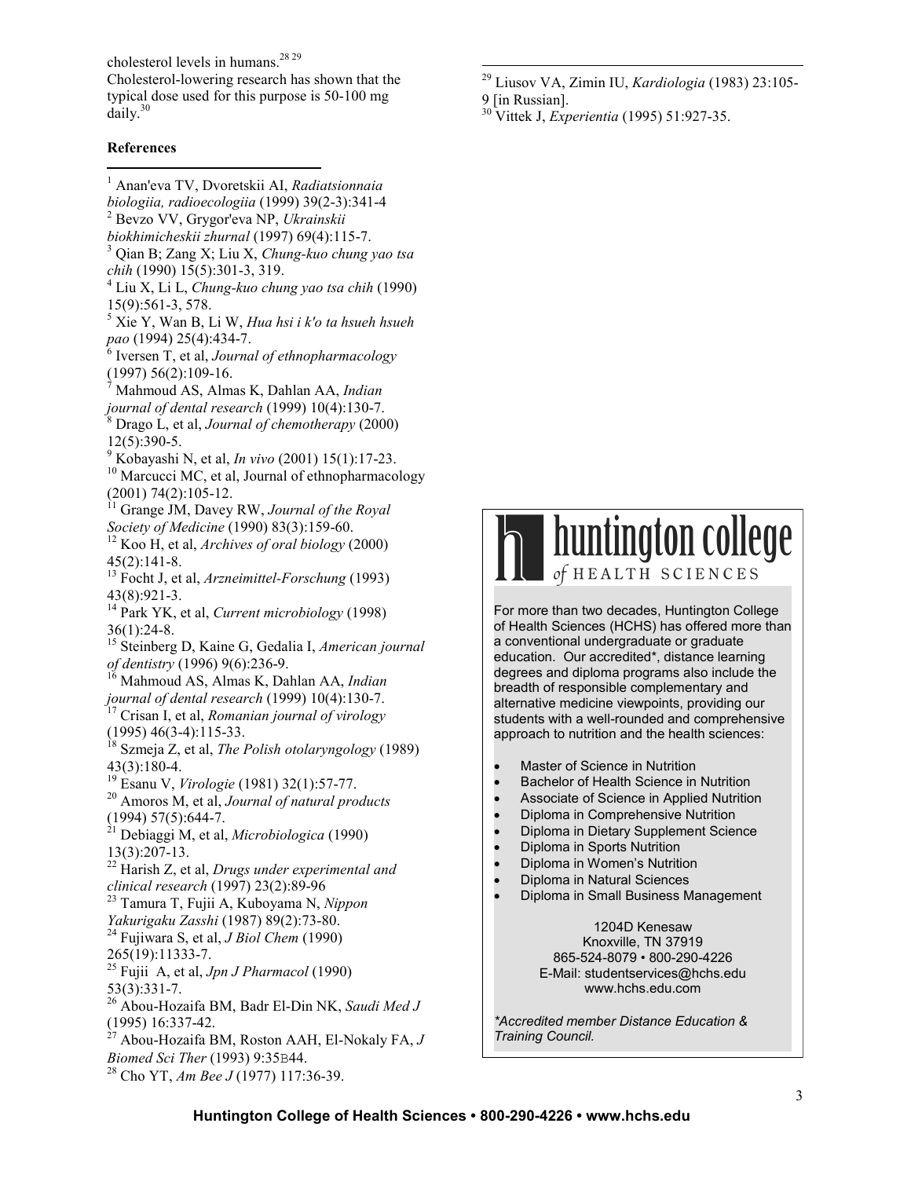cholesterol levels in humans.[28,29]

Cholesterol-lowering research has shown that the typical dose used for this purpose is 50-100 mg daily.[30]

**References**

[1] Anan'eva TV, Dvoretskii AI, *Radiatsionnaia biologiia, radioecologiia* (1999) 39(2-3):341-4

[2] Bevzo VV, Grygor'eva NP, *Ukrainskii biokhimicheskii zhurnal* (1997) 69(4):115-7.

[3] Qian B; Zang X; Liu X, *Chung-kuo chung yao tsa chih* (1990) 15(5):301-3, 319.

[4] Liu X, Li L, *Chung-kuo chung yao tsa chih* (1990) 15(9):561-3, 578.

[5] Xie Y, Wan B, Li W, *Hua hsi i k'o ta hsueh hsueh pao* (1994) 25(4):434-7.

[6] Iversen T, et al, *Journal of ethnopharmacology* (1997) 56(2):109-16.

[7] Mahmoud AS, Almas K, Dahlan AA, *Indian journal of dental research* (1999) 10(4):130-7.

[8] Drago L, et al, *Journal of chemotherapy* (2000) 12(5):390-5.

[9] Kobayashi N, et al, *In vivo* (2001) 15(1):17-23.

[10] Marcucci MC, et al, Journal of ethnopharmacology (2001) 74(2):105-12.

[11] Grange JM, Davey RW, *Journal of the Royal Society of Medicine* (1990) 83(3):159-60.

[12] Koo H, et al, *Archives of oral biology* (2000) 45(2):141-8.

[13] Focht J, et al, *Arzneimittel-Forschung* (1993) 43(8):921-3.

[14] Park YK, et al, *Current microbiology* (1998) 36(1):24-8.

[15] Steinberg D, Kaine G, Gedalia I, *American journal of dentistry* (1996) 9(6):236-9.

[16] Mahmoud AS, Almas K, Dahlan AA, *Indian journal of dental research* (1999) 10(4):130-7.

[17] Crisan I, et al, *Romanian journal of virology* (1995) 46(3-4):115-33.

[18] Szmeja Z, et al, *The Polish otolaryngology* (1989) 43(3):180-4.

[19] Esanu V, *Virologie* (1981) 32(1):57-77.

[20] Amoros M, et al, *Journal of natural products* (1994) 57(5):644-7.

[21] Debiaggi M, et al, *Microbiologica* (1990) 13(3):207-13.

[22] Harish Z, et al, *Drugs under experimental and clinical research* (1997) 23(2):89-96

[23] Tamura T, Fujii A, Kuboyama N, *Nippon Yakurigaku Zasshi* (1987) 89(2):73-80.

[24] Fujiwara S, et al, *J Biol Chem* (1990) 265(19):11333-7.

[25] Fujii A, et al, *Jpn J Pharmacol* (1990) 53(3):331-7.

[26] Abou-Hozaifa BM, Badr El-Din NK, *Saudi Med J* (1995) 16:337-42.

[27] Abou-Hozaifa BM, Roston AAH, El-Nokaly FA, *J Biomed Sci Ther* (1993) 9:35B44.

[28] Cho YT, *Am Bee J* (1977) 117:36-39.

[29] Liusov VA, Zimin IU, *Kardiologia* (1983) 23:105-9 [in Russian].

[30] Vittek J, *Experientia* (1995) 51:927-35.

**huntington college** *of* HEALTH SCIENCES

For more than two decades, Huntington College of Health Sciences (HCHS) has offered more than a conventional undergraduate or graduate education. Our accredited*, distance learning degrees and diploma programs also include the breadth of responsible complementary and alternative medicine viewpoints, providing our students with a well-rounded and comprehensive approach to nutrition and the health sciences:

- Master of Science in Nutrition
- Bachelor of Health Science in Nutrition
- Associate of Science in Applied Nutrition
- Diploma in Comprehensive Nutrition
- Diploma in Dietary Supplement Science
- Diploma in Sports Nutrition
- Diploma in Women's Nutrition
- Diploma in Natural Sciences
- Diploma in Small Business Management

1204D Kenesaw
Knoxville, TN 37919
865-524-8079 • 800-290-4226
E-Mail: studentservices@hchs.edu
www.hchs.edu.com

*\*Accredited member Distance Education & Training Council.*